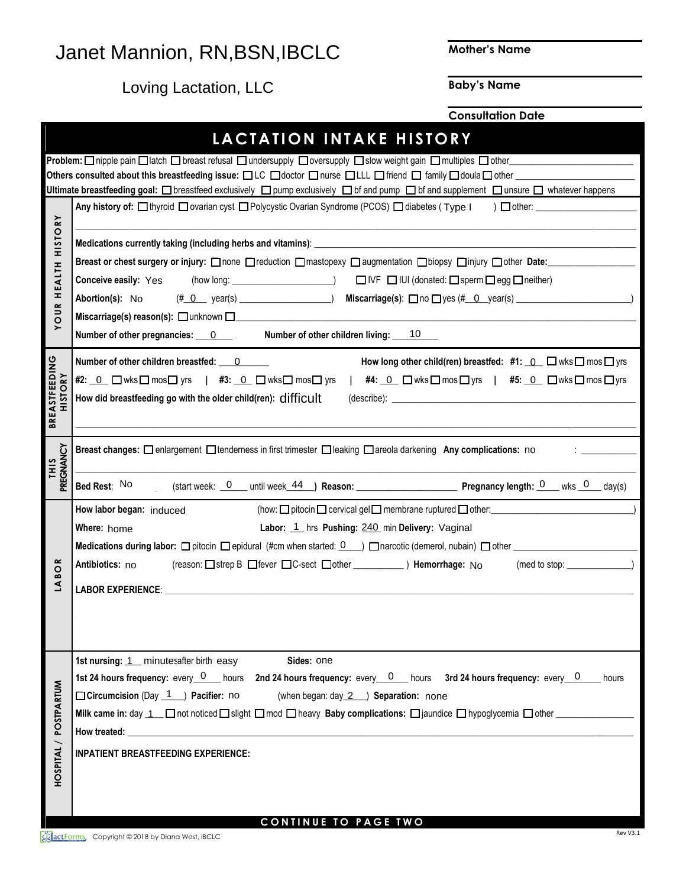Janet Mannion, RN,BSN,IBCLC

Loving Lactation, LLC

**Mother's Name** ____________________

**Baby's Name** ____________________

**Consultation Date** ____________________

# LACTATION INTAKE HISTORY

**Problem:** ☐ nipple pain ☐ latch ☐ breast refusal ☐ undersupply ☐ oversupply ☐ slow weight gain ☐ multiples ☐ other________________________

**Others consulted about this breastfeeding issue:** ☐ LC ☐ doctor ☐ nurse ☐ LLL ☐ friend ☐ family ☐ doula ☐ other ________________________

**Ultimate breastfeeding goal:** ☐ breastfeed exclusively ☐ pump exclusively ☐ bf and pump ☐ bf and supplement ☐ unsure ☐ whatever happens

## YOUR HEALTH HISTORY

**Any history of:** ☐ thyroid ☐ ovarian cyst ☐ Polycystic Ovarian Syndrome (PCOS) ☐ diabetes ( Type I ) ☐ other: ____________________

**Medications currently taking (including herbs and vitamins)**: ____________________

**Breast or chest surgery or injury:** ☐ none ☐ reduction ☐ mastopexy ☐ augmentation ☐ biopsy ☐ injury ☐ other **Date:**__________________

**Conceive easily:** Yes (how long: ____________________) ☐ IVF ☐ IUI (donated: ☐ sperm ☐ egg ☐ neither)

**Abortion(s):** No (#_0__ year(s) ____________________) **Miscarriage(s)**: ☐ no ☐ yes (#_0_ year(s) ____________________)

**Miscarriage(s) reason(s):** ☐ unknown ☐ ____________________

**Number of other pregnancies:** __0__ **Number of other children living:** __10__

## BREASTFEEDING HISTORY

**Number of other children breastfed:** __0__ **How long other child(ren) breastfed: #1:** _0_ ☐ wks ☐ mos ☐ yrs

**#2:** _0_ ☐ wks ☐ mos ☐ yrs | **#3:** _0_ ☐ wks ☐ mos ☐ yrs | **#4:** _0_ ☐ wks ☐ mos ☐ yrs | **#5:** _0_ ☐ wks ☐ mos ☐ yrs

**How did breastfeeding go with the older child(ren):** difficult (describe): ____________________

## THIS PREGNANCY

**Breast changes:** ☐ enlargement ☐ tenderness in first trimester ☐ leaking ☐ areola darkening **Any complications:** no : __________

**Bed Rest**: No (start week: _0_ until week_44_) **Reason:** ____________________ **Pregnancy length:** _0_ wks _0_ day(s)

## LABOR

**How labor began:** induced (how: ☐ pitocin ☐ cervical gel ☐ membrane ruptured ☐ other:____________________)

**Where:** home **Labor:** _1_ hrs **Pushing:** 240 min **Delivery:** Vaginal

**Medications during labor:** ☐ pitocin ☐ epidural (#cm when started: _0_) ☐ narcotic (demerol, nubain) ☐ other ____________________

**Antibiotics:** no (reason: ☐ strep B ☐ fever ☐ C-sect ☐ other __________ ) **Hemorrhage:** No (med to stop: __________)

**LABOR EXPERIENCE**: ____________________

## HOSPITAL / POSTPARTUM

**1st nursing:** _1_ minutes after birth easy **Sides:** one

**1st 24 hours frequency:** every_0_ hours **2nd 24 hours frequency:** every_0_ hours **3rd 24 hours frequency:** every_0_ hours

☐ **Circumcision** (Day _1_) **Pacifier:** no (when began: day_2_) **Separation:** none

**Milk came in:** day _1_ ☐ not noticed ☐ slight ☐ mod ☐ heavy **Baby complications:** ☐ jaundice ☐ hypoglycemia ☐ other ______________

**How treated:** ____________________

**INPATIENT BREASTFEEDING EXPERIENCE:**

**CONTINUE TO PAGE TWO**

Copyright © 2018 by Diana West, IBCLC

Rev V3.1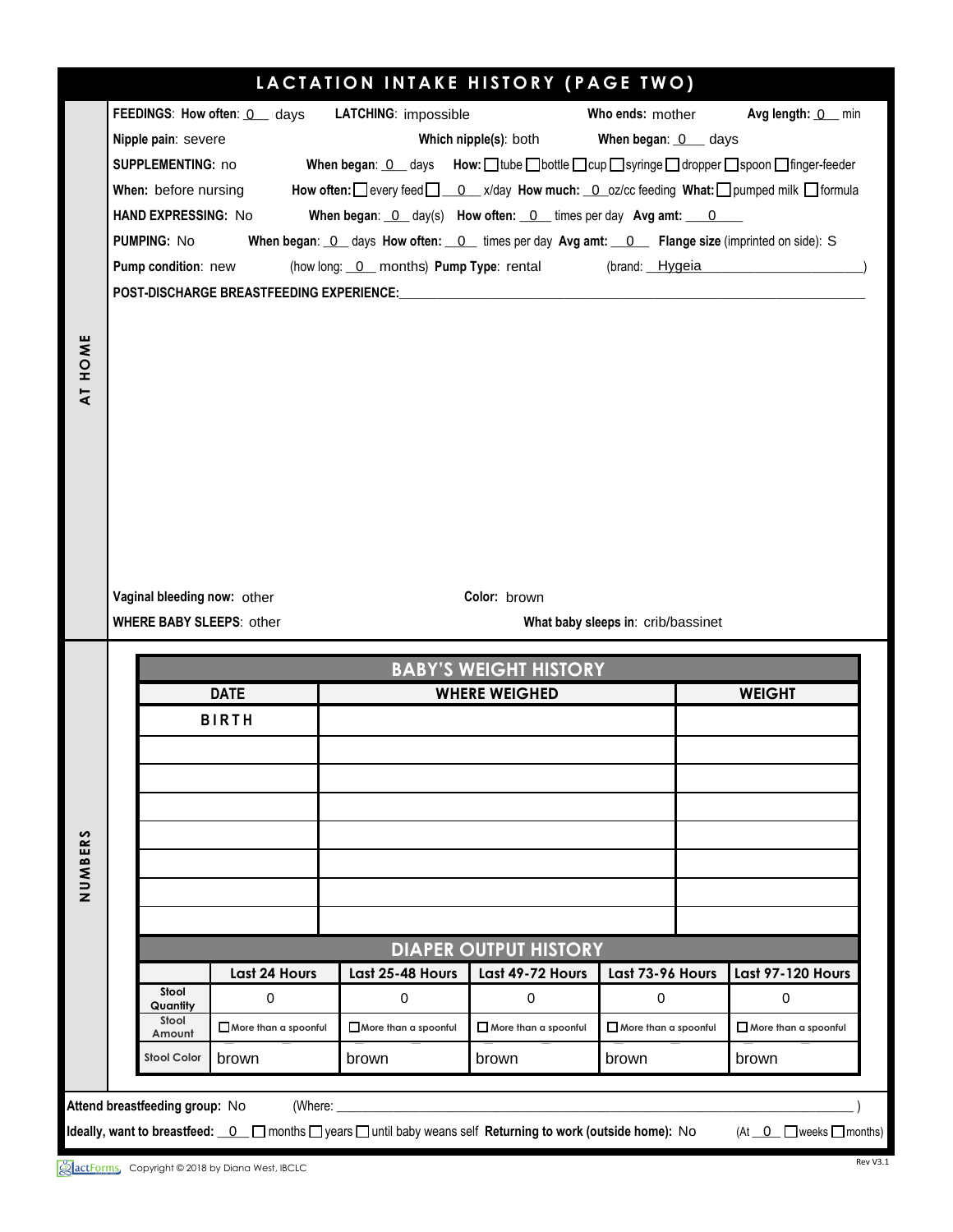# LACTATION INTAKE HISTORY (PAGE TWO)

## AT HOME

**FEEDINGS**: **How often**: 0 days **LATCHING**: impossible **Who ends:** mother **Avg length:** 0 min

**Nipple pain**: severe **Which nipple(s)**: both **When began**: 0 days

**SUPPLEMENTING:** no **When began**: 0 days **How:** ☐tube ☐bottle ☐cup ☐syringe ☐dropper ☐spoon ☐finger-feeder

**When:** before nursing **How often:** ☐every feed ☐ 0 x/day **How much:** 0 oz/cc feeding **What:** ☐pumped milk ☐formula

**HAND EXPRESSING:** No **When began**: 0 day(s) **How often:** 0 times per day **Avg amt:** 0

**PUMPING:** No **When began**: 0 days **How often:** 0 times per day **Avg amt:** 0 **Flange size** (imprinted on side): S

**Pump condition**: new (how long: 0 months) **Pump Type**: rental (brand: Hygeia)

**POST-DISCHARGE BREASTFEEDING EXPERIENCE:**

**Vaginal bleeding now:** other **Color:** brown

**WHERE BABY SLEEPS**: other **What baby sleeps in**: crib/bassinet

## NUMBERS

### BABY'S WEIGHT HISTORY

| DATE | WHERE WEIGHED | WEIGHT |
|---|---|---|
| BIRTH | | |
| | | |
| | | |
| | | |
| | | |
| | | |
| | | |
| | | |

### DIAPER OUTPUT HISTORY

| | Last 24 Hours | Last 25-48 Hours | Last 49-72 Hours | Last 73-96 Hours | Last 97-120 Hours |
|---|---|---|---|---|---|
| Stool Quantity | 0 | 0 | 0 | 0 | 0 |
| Stool Amount | ☐ More than a spoonful | ☐ More than a spoonful | ☐ More than a spoonful | ☐ More than a spoonful | ☐ More than a spoonful |
| Stool Color | brown | brown | brown | brown | brown |

**Attend breastfeeding group:** No (Where: )

**Ideally, want to breastfeed:** 0 ☐ months ☐ years ☐ until baby weans self **Returning to work (outside home):** No (At 0 ☐weeks ☐months)

Copyright © 2018 by Diana West, IBCLC

Rev V3.1